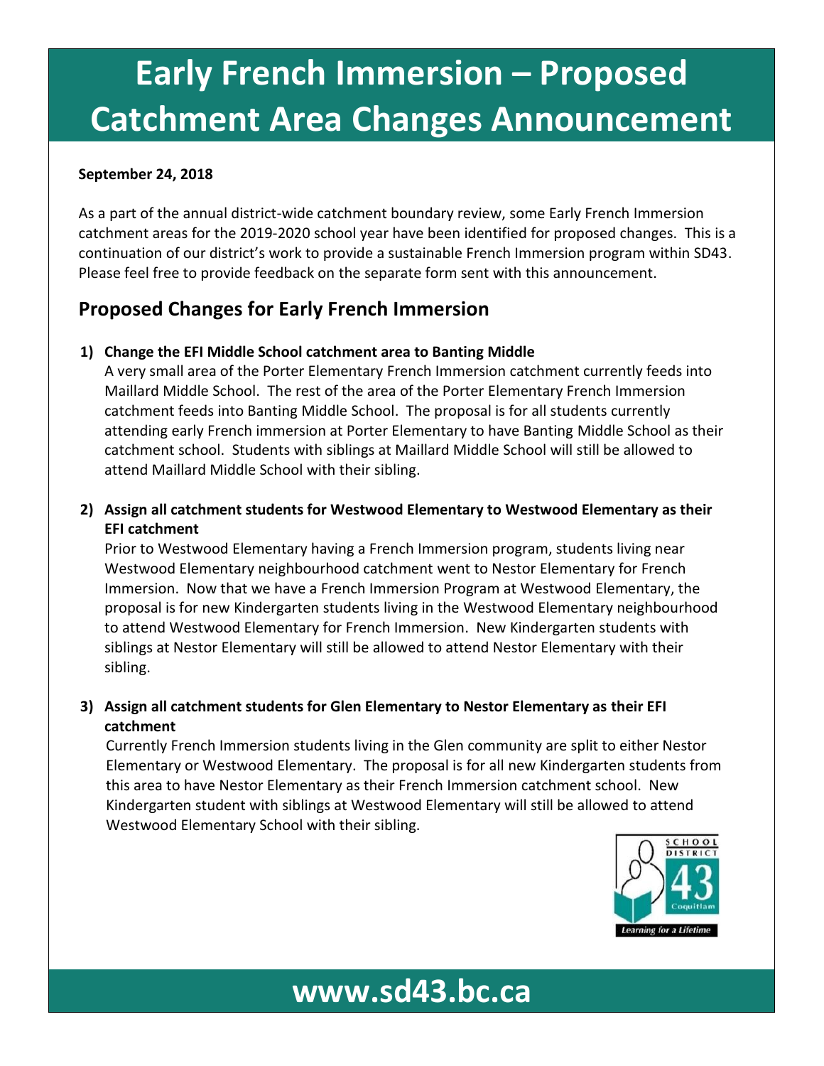# Early French Immersion – Proposed Catchment Area Changes Announcement

**September 24, 2018**

As a part of the annual district-wide catchment boundary review, some Early French Immersion catchment areas for the 2019-2020 school year have been identified for proposed changes. This is a continuation of our district's work to provide a sustainable French Immersion program within SD43. Please feel free to provide feedback on the separate form sent with this announcement.

## Proposed Changes for Early French Immersion

1) **Change the EFI Middle School catchment area to Banting Middle**

   A very small area of the Porter Elementary French Immersion catchment currently feeds into Maillard Middle School. The rest of the area of the Porter Elementary French Immersion catchment feeds into Banting Middle School. The proposal is for all students currently attending early French immersion at Porter Elementary to have Banting Middle School as their catchment school. Students with siblings at Maillard Middle School will still be allowed to attend Maillard Middle School with their sibling.

2) **Assign all catchment students for Westwood Elementary to Westwood Elementary as their EFI catchment**

   Prior to Westwood Elementary having a French Immersion program, students living near Westwood Elementary neighbourhood catchment went to Nestor Elementary for French Immersion. Now that we have a French Immersion Program at Westwood Elementary, the proposal is for new Kindergarten students living in the Westwood Elementary neighbourhood to attend Westwood Elementary for French Immersion. New Kindergarten students with siblings at Nestor Elementary will still be allowed to attend Nestor Elementary with their sibling.

3) **Assign all catchment students for Glen Elementary to Nestor Elementary as their EFI catchment**

   Currently French Immersion students living in the Glen community are split to either Nestor Elementary or Westwood Elementary. The proposal is for all new Kindergarten students from this area to have Nestor Elementary as their French Immersion catchment school. New Kindergarten student with siblings at Westwood Elementary will still be allowed to attend Westwood Elementary School with their sibling.

SCHOOL DISTRICT 43 Coquitlam
*Learning for a Lifetime*

**www.sd43.bc.ca**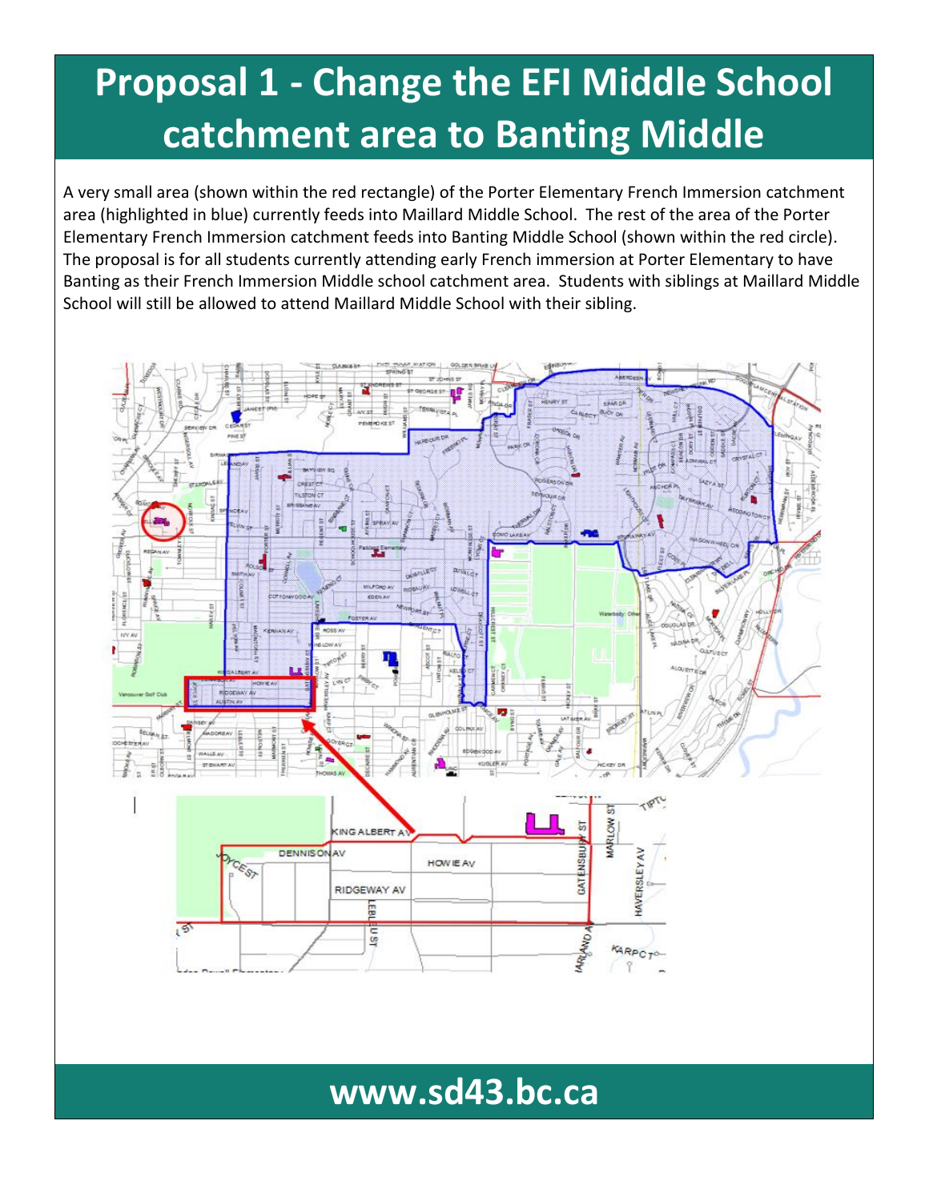# Proposal 1 - Change the EFI Middle School catchment area to Banting Middle

A very small area (shown within the red rectangle) of the Porter Elementary French Immersion catchment area (highlighted in blue) currently feeds into Maillard Middle School. The rest of the area of the Porter Elementary French Immersion catchment feeds into Banting Middle School (shown within the red circle). The proposal is for all students currently attending early French immersion at Porter Elementary to have Banting as their French Immersion Middle school catchment area. Students with siblings at Maillard Middle School will still be allowed to attend Maillard Middle School with their sibling.

**www.sd43.bc.ca**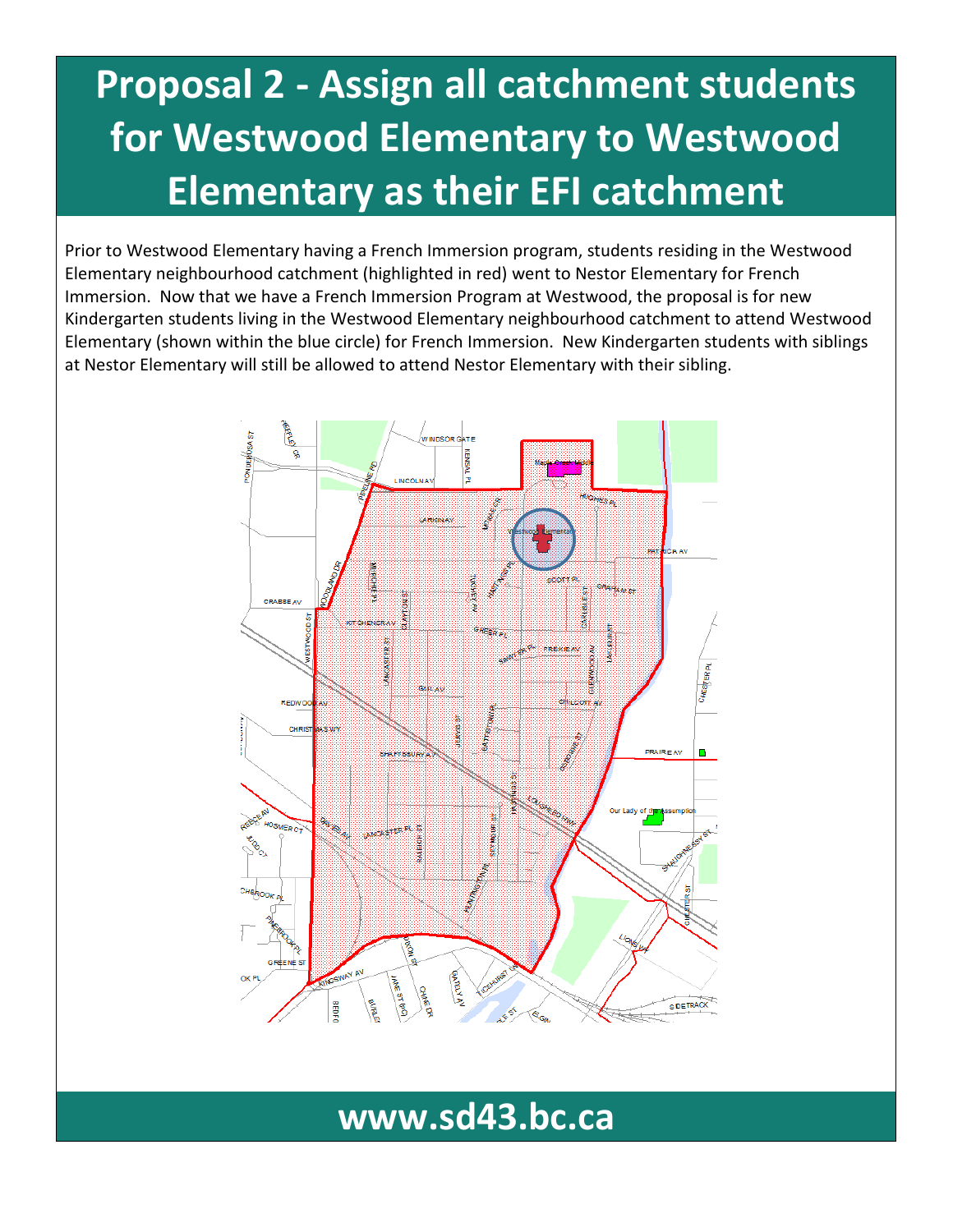# Proposal 2 - Assign all catchment students for Westwood Elementary to Westwood Elementary as their EFI catchment

Prior to Westwood Elementary having a French Immersion program, students residing in the Westwood Elementary neighbourhood catchment (highlighted in red) went to Nestor Elementary for French Immersion. Now that we have a French Immersion Program at Westwood, the proposal is for new Kindergarten students living in the Westwood Elementary neighbourhood catchment to attend Westwood Elementary (shown within the blue circle) for French Immersion. New Kindergarten students with siblings at Nestor Elementary will still be allowed to attend Nestor Elementary with their sibling.

www.sd43.bc.ca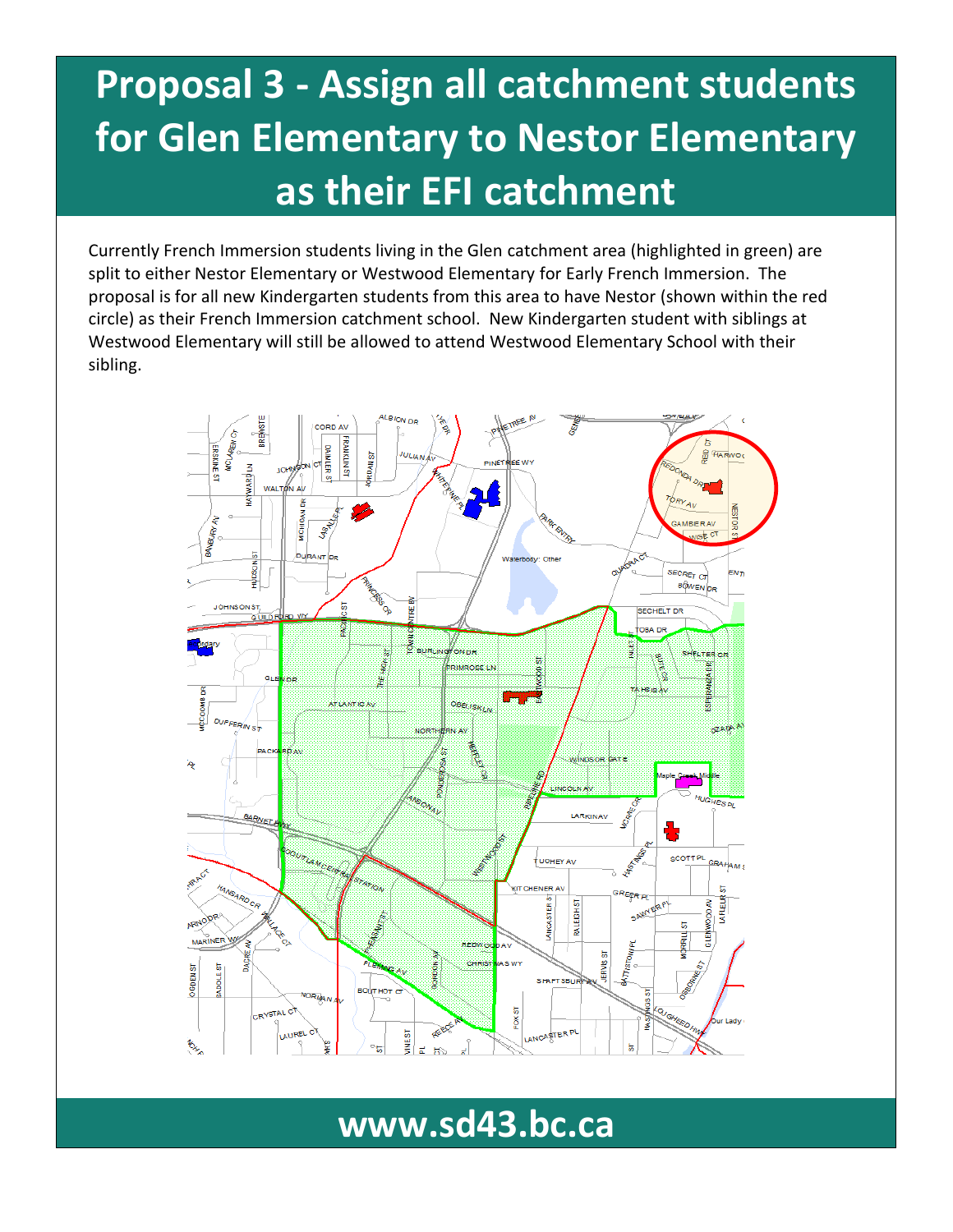# Proposal 3 - Assign all catchment students for Glen Elementary to Nestor Elementary as their EFI catchment

Currently French Immersion students living in the Glen catchment area (highlighted in green) are split to either Nestor Elementary or Westwood Elementary for Early French Immersion. The proposal is for all new Kindergarten students from this area to have Nestor (shown within the red circle) as their French Immersion catchment school. New Kindergarten student with siblings at Westwood Elementary will still be allowed to attend Westwood Elementary School with their sibling.

www.sd43.bc.ca